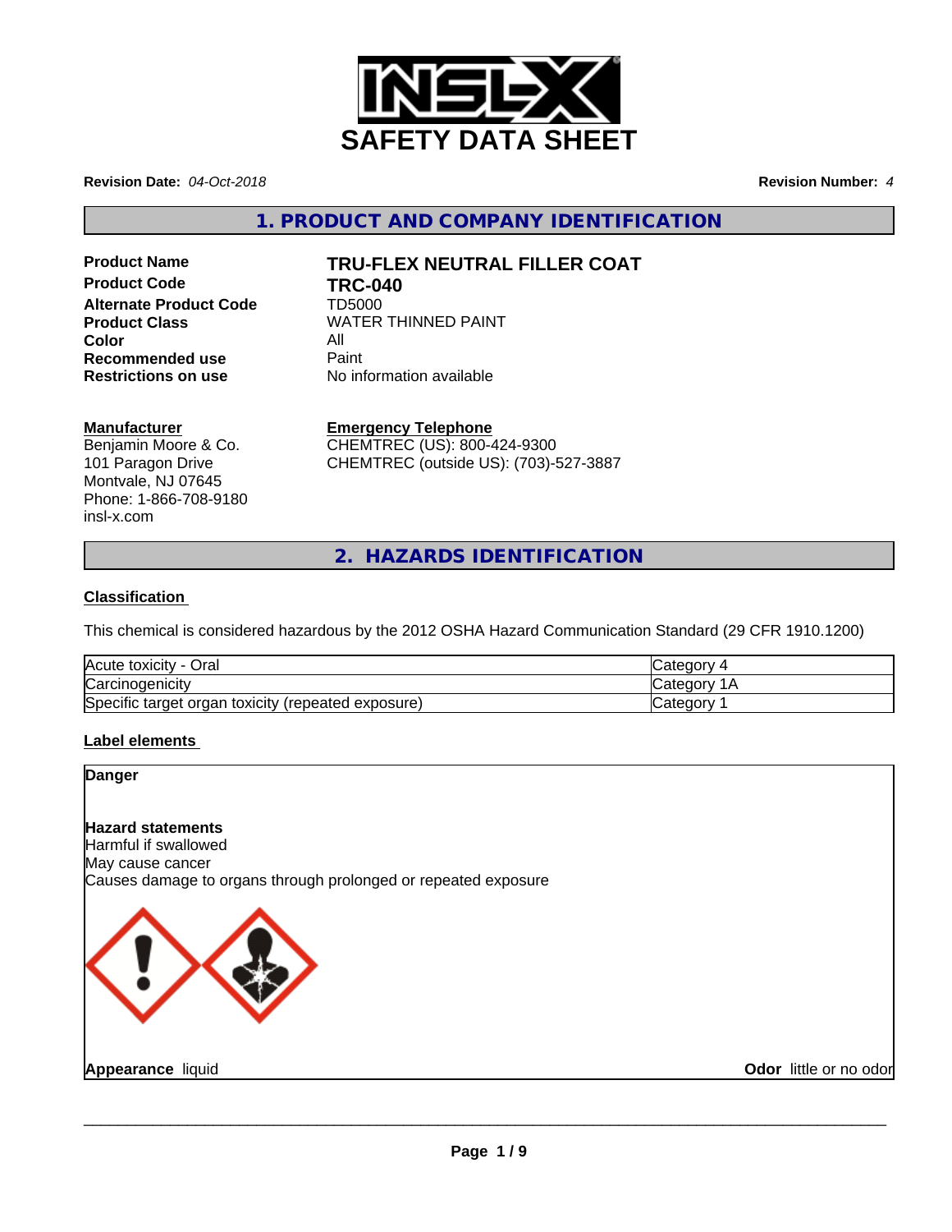# SAFETY DATA SHEET

**Revision Date:** *04-Oct-2018*

**Revision Number:** *4*

## 1. PRODUCT AND COMPANY IDENTIFICATION

**Product Name** **TRU-FLEX NEUTRAL FILLER COAT**
**Product Code** **TRC-040**
**Alternate Product Code** TD5000
**Product Class** WATER THINNED PAINT
**Color** All
**Recommended use** Paint
**Restrictions on use** No information available

**Manufacturer**
Benjamin Moore & Co.
101 Paragon Drive
Montvale, NJ 07645
Phone: 1-866-708-9180
insl-x.com

**Emergency Telephone**
CHEMTREC (US): 800-424-9300
CHEMTREC (outside US): (703)-527-3887

## 2. HAZARDS IDENTIFICATION

**Classification**

This chemical is considered hazardous by the 2012 OSHA Hazard Communication Standard (29 CFR 1910.1200)

| | |
|---|---|
| Acute toxicity - Oral | Category 4 |
| Carcinogenicity | Category 1A |
| Specific target organ toxicity (repeated exposure) | Category 1 |

**Label elements**

**Danger**

**Hazard statements**
Harmful if swallowed
May cause cancer
Causes damage to organs through prolonged or repeated exposure

**Appearance** liquid

**Odor** little or no odor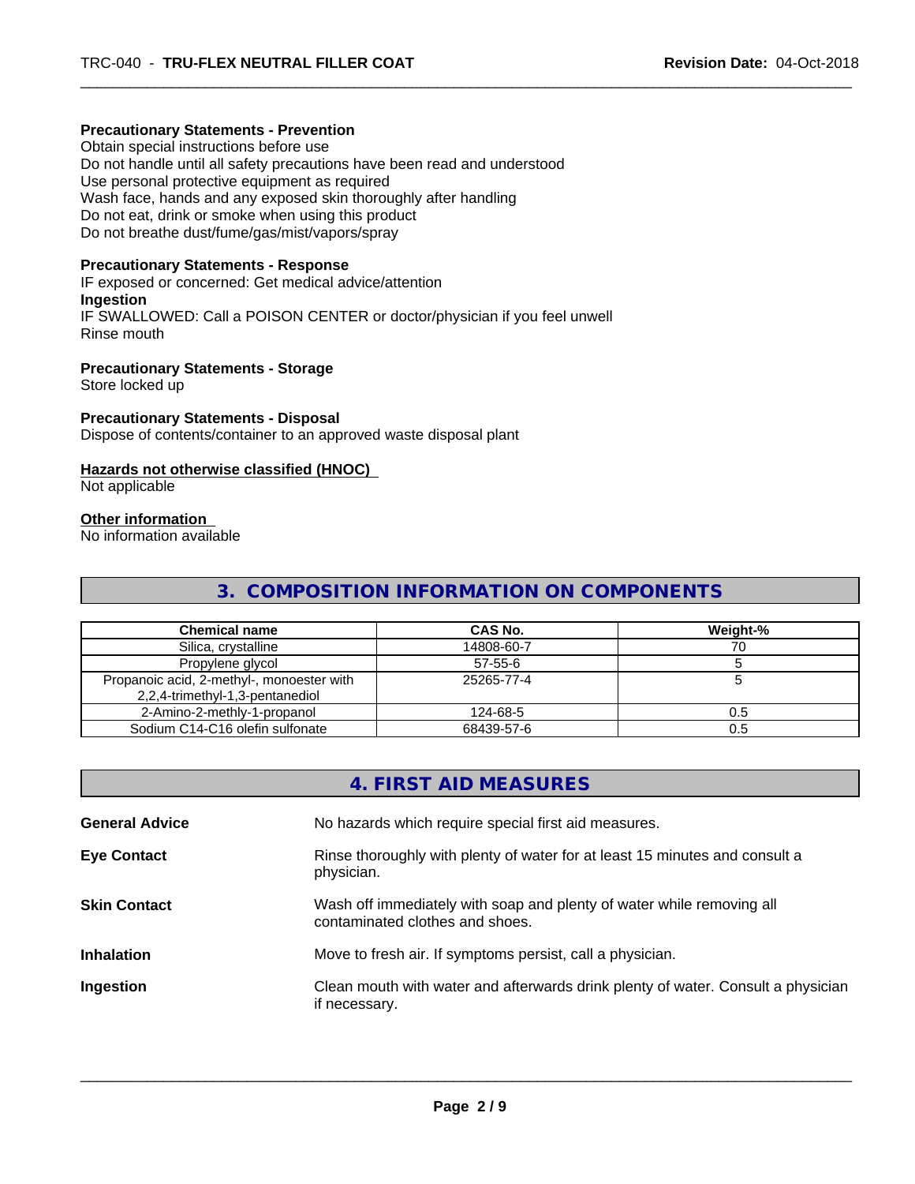**Precautionary Statements - Prevention**
Obtain special instructions before use
Do not handle until all safety precautions have been read and understood
Use personal protective equipment as required
Wash face, hands and any exposed skin thoroughly after handling
Do not eat, drink or smoke when using this product
Do not breathe dust/fume/gas/mist/vapors/spray

**Precautionary Statements - Response**
IF exposed or concerned: Get medical advice/attention
**Ingestion**
IF SWALLOWED: Call a POISON CENTER or doctor/physician if you feel unwell
Rinse mouth

**Precautionary Statements - Storage**
Store locked up

**Precautionary Statements - Disposal**
Dispose of contents/container to an approved waste disposal plant

**Hazards not otherwise classified (HNOC)**
Not applicable

**Other information**
No information available

## 3. COMPOSITION INFORMATION ON COMPONENTS

| Chemical name | CAS No. | Weight-% |
|---|---|---|
| Silica, crystalline | 14808-60-7 | 70 |
| Propylene glycol | 57-55-6 | 5 |
| Propanoic acid, 2-methyl-, monoester with 2,2,4-trimethyl-1,3-pentanediol | 25265-77-4 | 5 |
| 2-Amino-2-methly-1-propanol | 124-68-5 | 0.5 |
| Sodium C14-C16 olefin sulfonate | 68439-57-6 | 0.5 |

## 4. FIRST AID MEASURES

**General Advice** No hazards which require special first aid measures.

**Eye Contact** Rinse thoroughly with plenty of water for at least 15 minutes and consult a physician.

**Skin Contact** Wash off immediately with soap and plenty of water while removing all contaminated clothes and shoes.

**Inhalation** Move to fresh air. If symptoms persist, call a physician.

**Ingestion** Clean mouth with water and afterwards drink plenty of water. Consult a physician if necessary.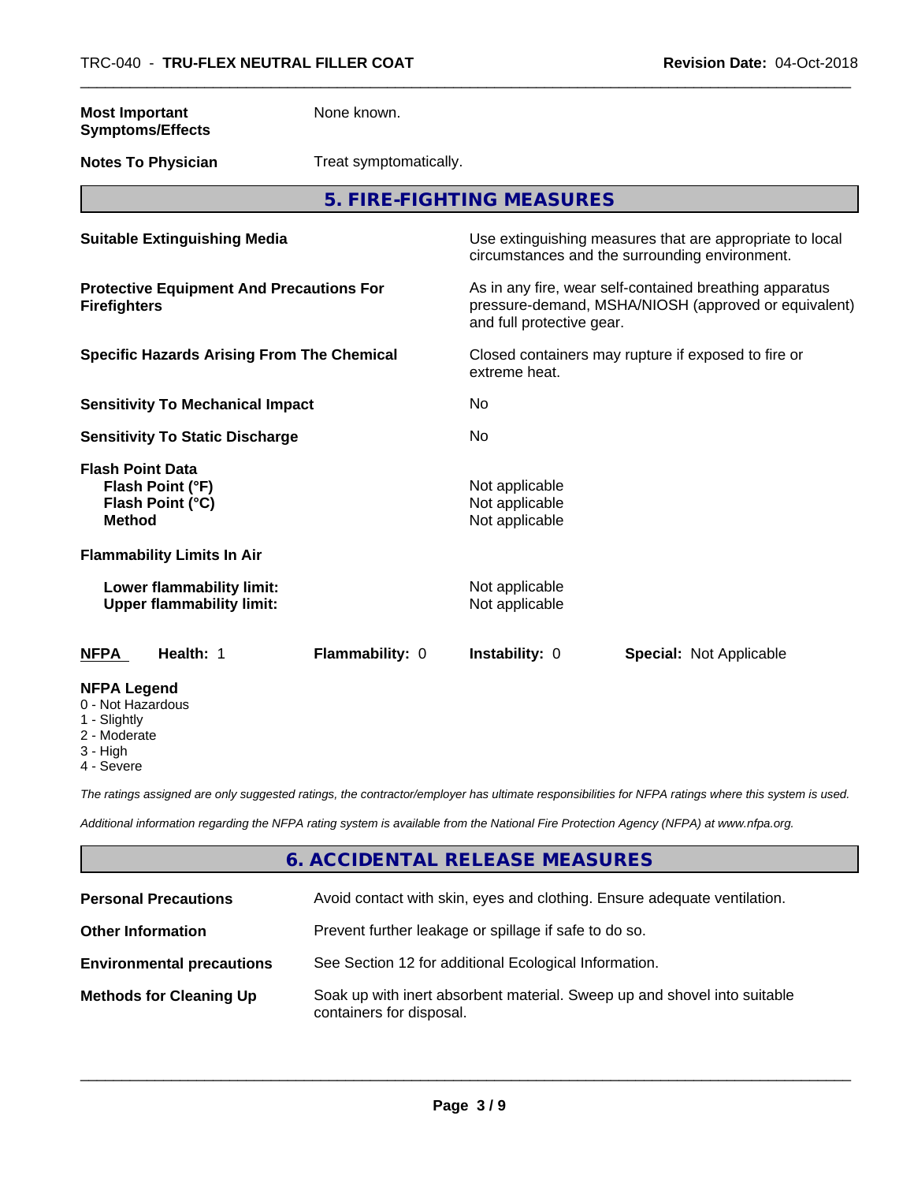| | |
|---|---|
| **Most Important Symptoms/Effects** | None known. |
| **Notes To Physician** | Treat symptomatically. |

## 5. FIRE-FIGHTING MEASURES

| | |
|---|---|
| **Suitable Extinguishing Media** | Use extinguishing measures that are appropriate to local circumstances and the surrounding environment. |
| **Protective Equipment And Precautions For Firefighters** | As in any fire, wear self-contained breathing apparatus pressure-demand, MSHA/NIOSH (approved or equivalent) and full protective gear. |
| **Specific Hazards Arising From The Chemical** | Closed containers may rupture if exposed to fire or extreme heat. |
| **Sensitivity To Mechanical Impact** | No |
| **Sensitivity To Static Discharge** | No |
| **Flash Point Data** | |
| **Flash Point (°F)** | Not applicable |
| **Flash Point (°C)** | Not applicable |
| **Method** | Not applicable |
| **Flammability Limits In Air** | |
| **Lower flammability limit:** | Not applicable |
| **Upper flammability limit:** | Not applicable |

| **NFPA** | **Health:** 1 | **Flammability:** 0 | **Instability:** 0 | **Special:** Not Applicable |
|---|---|---|---|---|

**NFPA Legend**
- 0 - Not Hazardous
- 1 - Slightly
- 2 - Moderate
- 3 - High
- 4 - Severe

*The ratings assigned are only suggested ratings, the contractor/employer has ultimate responsibilities for NFPA ratings where this system is used.*

*Additional information regarding the NFPA rating system is available from the National Fire Protection Agency (NFPA) at www.nfpa.org.*

## 6. ACCIDENTAL RELEASE MEASURES

| | |
|---|---|
| **Personal Precautions** | Avoid contact with skin, eyes and clothing. Ensure adequate ventilation. |
| **Other Information** | Prevent further leakage or spillage if safe to do so. |
| **Environmental precautions** | See Section 12 for additional Ecological Information. |
| **Methods for Cleaning Up** | Soak up with inert absorbent material. Sweep up and shovel into suitable containers for disposal. |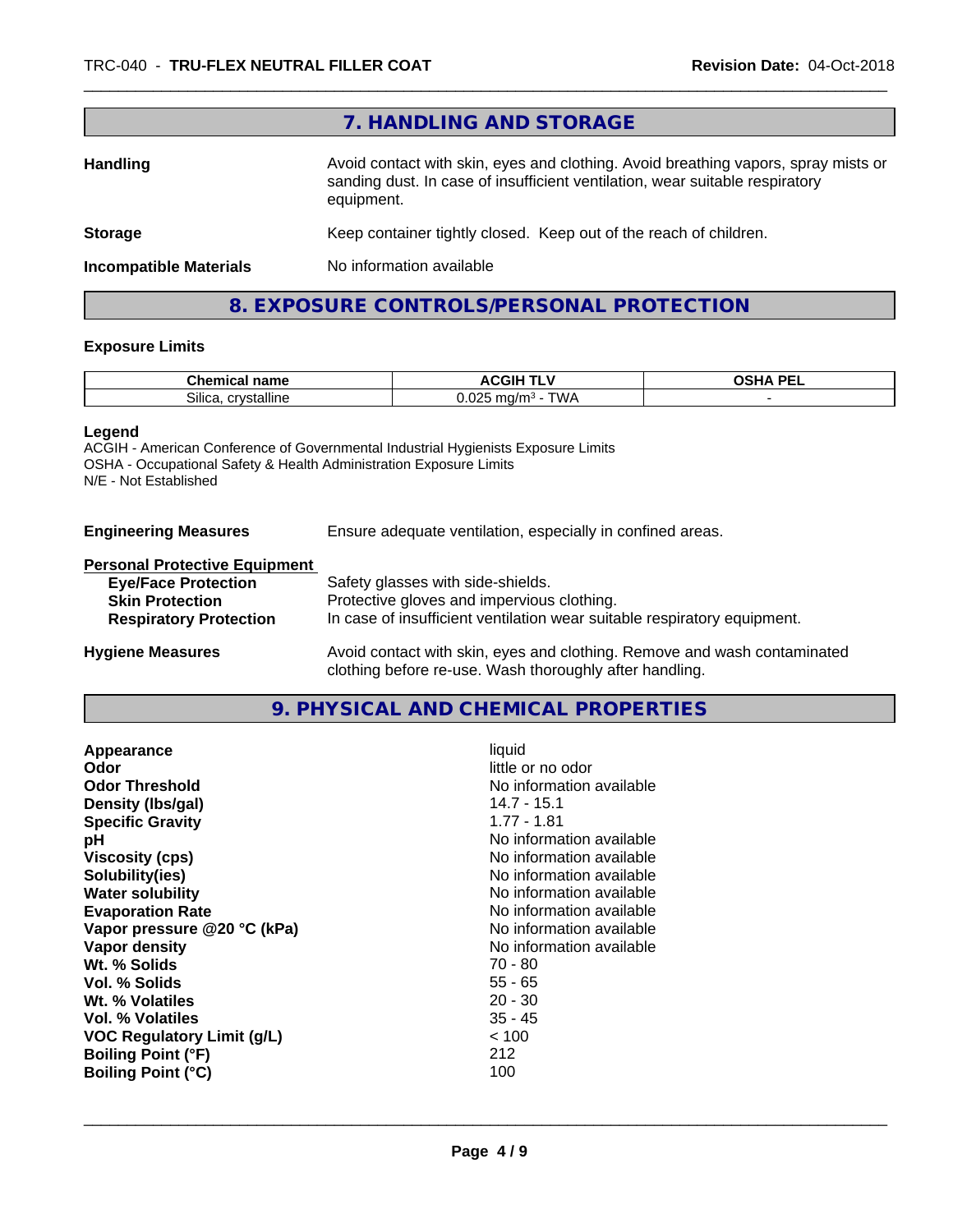## 7. HANDLING AND STORAGE

**Handling** Avoid contact with skin, eyes and clothing. Avoid breathing vapors, spray mists or sanding dust. In case of insufficient ventilation, wear suitable respiratory equipment.

**Storage** Keep container tightly closed. Keep out of the reach of children.

**Incompatible Materials** No information available

## 8. EXPOSURE CONTROLS/PERSONAL PROTECTION

### Exposure Limits

| Chemical name | ACGIH TLV | OSHA PEL |
|---|---|---|
| Silica, crystalline | 0.025 mg/m³ - TWA | - |

**Legend**
ACGIH - American Conference of Governmental Industrial Hygienists Exposure Limits
OSHA - Occupational Safety & Health Administration Exposure Limits
N/E - Not Established

**Engineering Measures** Ensure adequate ventilation, especially in confined areas.

**Personal Protective Equipment**

- **Eye/Face Protection** Safety glasses with side-shields.
- **Skin Protection** Protective gloves and impervious clothing.
- **Respiratory Protection** In case of insufficient ventilation wear suitable respiratory equipment.

**Hygiene Measures** Avoid contact with skin, eyes and clothing. Remove and wash contaminated clothing before re-use. Wash thoroughly after handling.

## 9. PHYSICAL AND CHEMICAL PROPERTIES

| | |
|---|---|
| **Appearance** | liquid |
| **Odor** | little or no odor |
| **Odor Threshold** | No information available |
| **Density (lbs/gal)** | 14.7 - 15.1 |
| **Specific Gravity** | 1.77 - 1.81 |
| **pH** | No information available |
| **Viscosity (cps)** | No information available |
| **Solubility(ies)** | No information available |
| **Water solubility** | No information available |
| **Evaporation Rate** | No information available |
| **Vapor pressure @20 °C (kPa)** | No information available |
| **Vapor density** | No information available |
| **Wt. % Solids** | 70 - 80 |
| **Vol. % Solids** | 55 - 65 |
| **Wt. % Volatiles** | 20 - 30 |
| **Vol. % Volatiles** | 35 - 45 |
| **VOC Regulatory Limit (g/L)** | < 100 |
| **Boiling Point (°F)** | 212 |
| **Boiling Point (°C)** | 100 |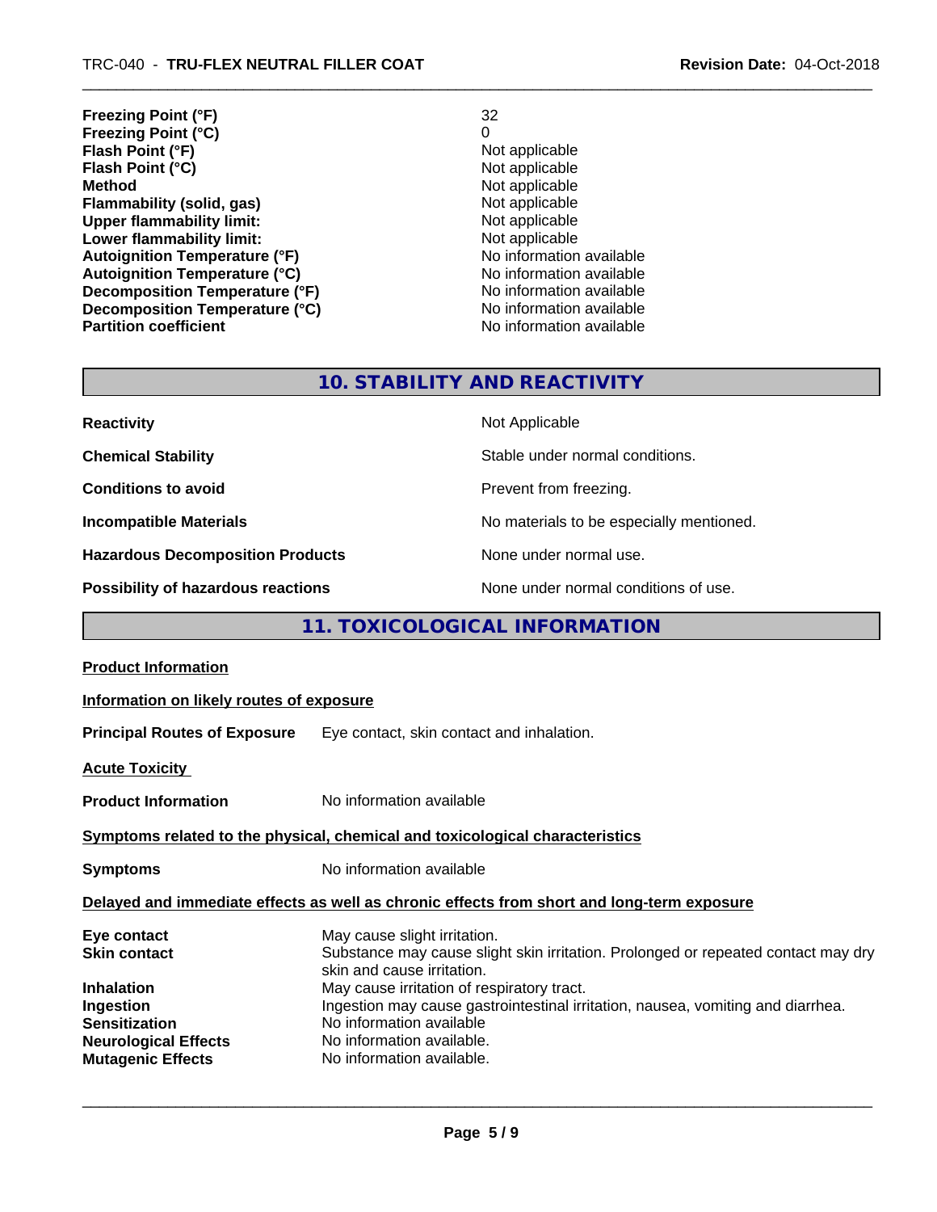| | |
|---|---|
| **Freezing Point (°F)** | 32 |
| **Freezing Point (°C)** | 0 |
| **Flash Point (°F)** | Not applicable |
| **Flash Point (°C)** | Not applicable |
| **Method** | Not applicable |
| **Flammability (solid, gas)** | Not applicable |
| **Upper flammability limit:** | Not applicable |
| **Lower flammability limit:** | Not applicable |
| **Autoignition Temperature (°F)** | No information available |
| **Autoignition Temperature (°C)** | No information available |
| **Decomposition Temperature (°F)** | No information available |
| **Decomposition Temperature (°C)** | No information available |
| **Partition coefficient** | No information available |

## 10. STABILITY AND REACTIVITY

| | |
|---|---|
| **Reactivity** | Not Applicable |
| **Chemical Stability** | Stable under normal conditions. |
| **Conditions to avoid** | Prevent from freezing. |
| **Incompatible Materials** | No materials to be especially mentioned. |
| **Hazardous Decomposition Products** | None under normal use. |
| **Possibility of hazardous reactions** | None under normal conditions of use. |

## 11. TOXICOLOGICAL INFORMATION

**Product Information**

**Information on likely routes of exposure**

**Principal Routes of Exposure** Eye contact, skin contact and inhalation.

**Acute Toxicity**

**Product Information** No information available

**Symptoms related to the physical, chemical and toxicological characteristics**

**Symptoms** No information available

**Delayed and immediate effects as well as chronic effects from short and long-term exposure**

| | |
|---|---|
| **Eye contact** | May cause slight irritation. |
| **Skin contact** | Substance may cause slight skin irritation. Prolonged or repeated contact may dry skin and cause irritation. |
| **Inhalation** | May cause irritation of respiratory tract. |
| **Ingestion** | Ingestion may cause gastrointestinal irritation, nausea, vomiting and diarrhea. |
| **Sensitization** | No information available |
| **Neurological Effects** | No information available. |
| **Mutagenic Effects** | No information available. |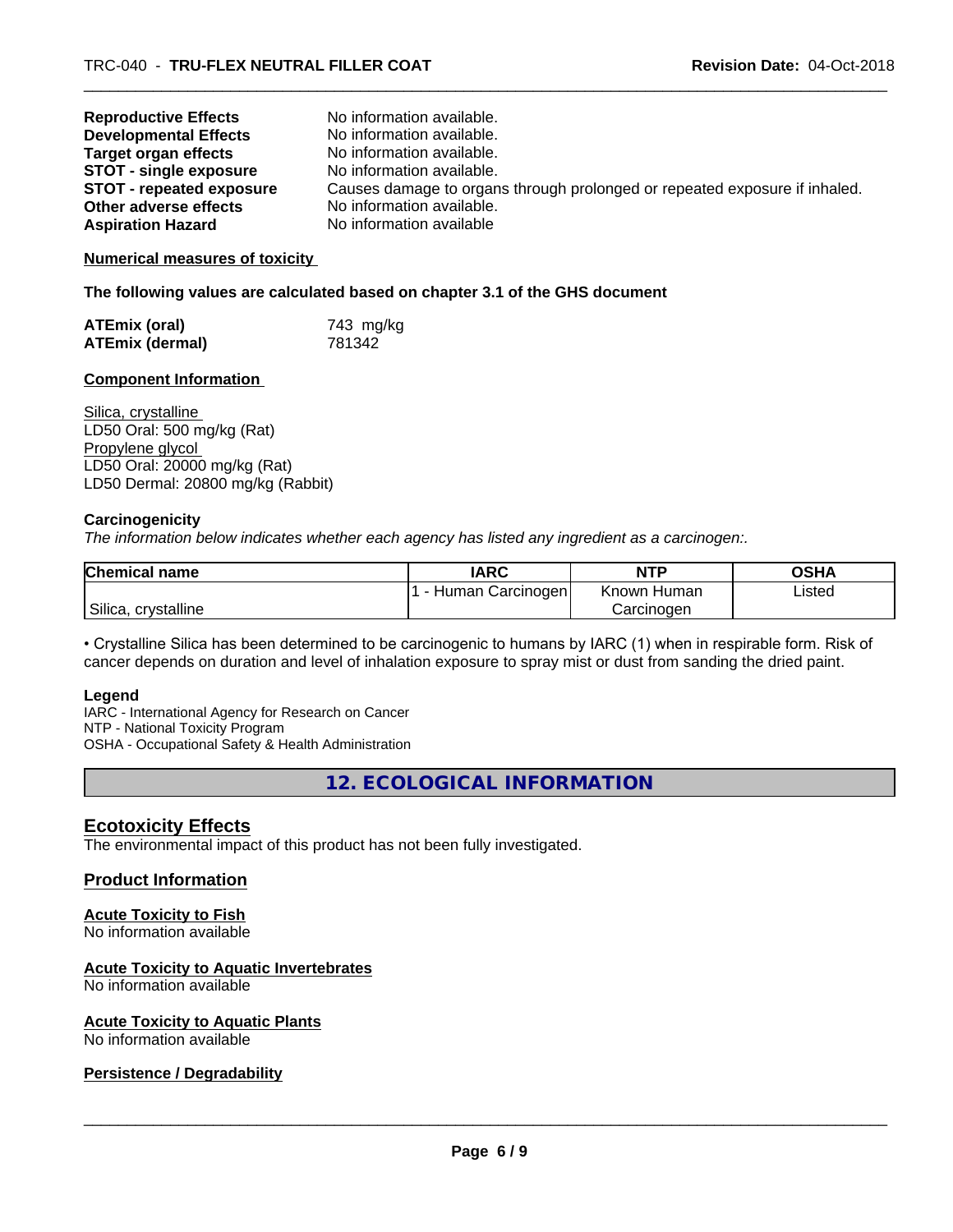**Reproductive Effects** No information available.
**Developmental Effects** No information available.
**Target organ effects** No information available.
**STOT - single exposure** No information available.
**STOT - repeated exposure** Causes damage to organs through prolonged or repeated exposure if inhaled.
**Other adverse effects** No information available.
**Aspiration Hazard** No information available

**Numerical measures of toxicity**

**The following values are calculated based on chapter 3.1 of the GHS document**

**ATEmix (oral)** 743 mg/kg
**ATEmix (dermal)** 781342

**Component Information**

Silica, crystalline
LD50 Oral: 500 mg/kg (Rat)
Propylene glycol
LD50 Oral: 20000 mg/kg (Rat)
LD50 Dermal: 20800 mg/kg (Rabbit)

**Carcinogenicity**

*The information below indicates whether each agency has listed any ingredient as a carcinogen:.*

| Chemical name | IARC | NTP | OSHA |
|---|---|---|---|
| Silica, crystalline | 1 - Human Carcinogen | Known Human Carcinogen | Listed |

• Crystalline Silica has been determined to be carcinogenic to humans by IARC (1) when in respirable form. Risk of cancer depends on duration and level of inhalation exposure to spray mist or dust from sanding the dried paint.

**Legend**
IARC - International Agency for Research on Cancer
NTP - National Toxicity Program
OSHA - Occupational Safety & Health Administration

# 12. ECOLOGICAL INFORMATION

## Ecotoxicity Effects

The environmental impact of this product has not been fully investigated.

## Product Information

**Acute Toxicity to Fish**
No information available

**Acute Toxicity to Aquatic Invertebrates**
No information available

**Acute Toxicity to Aquatic Plants**
No information available

**Persistence / Degradability**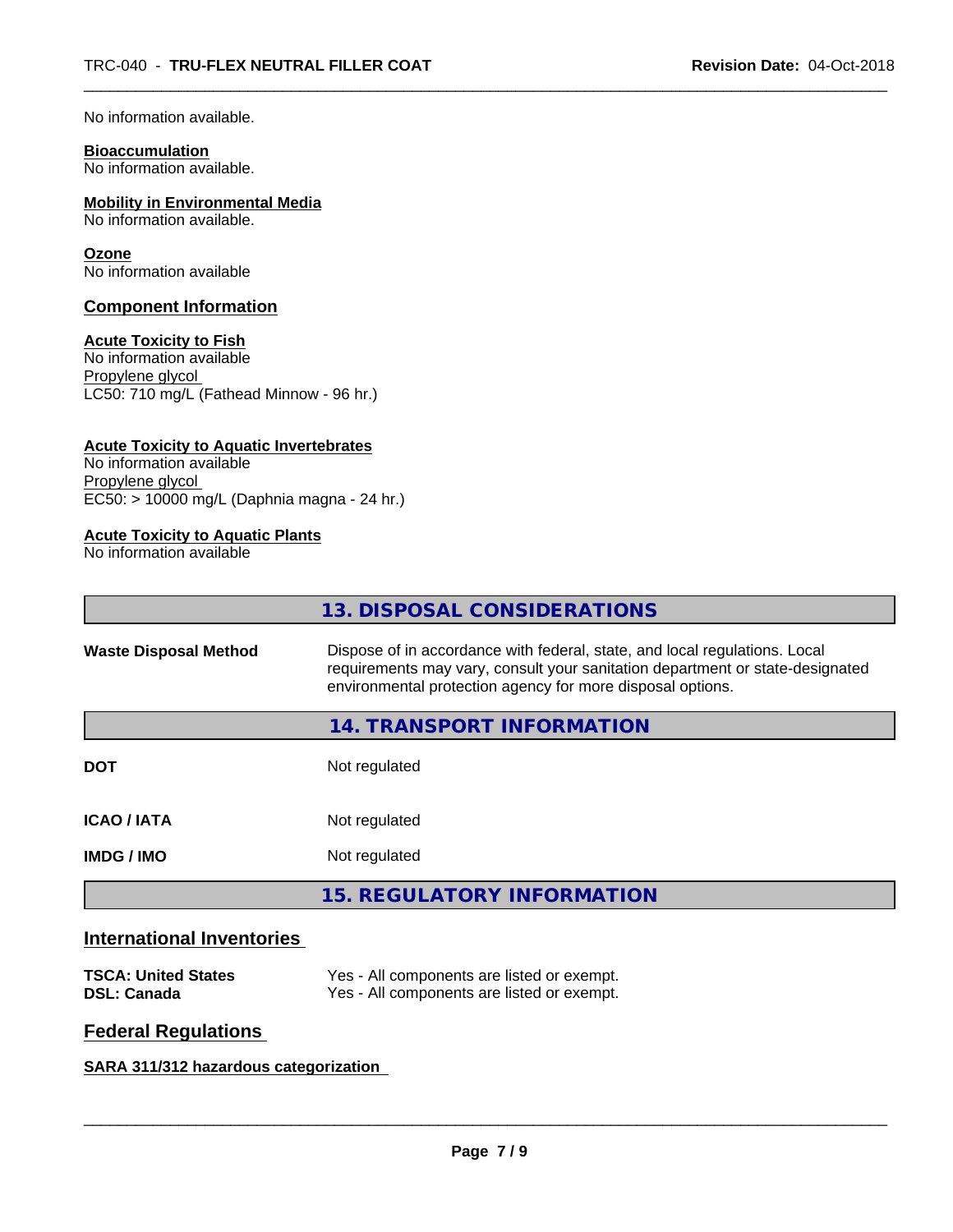No information available.

**Bioaccumulation**
No information available.

**Mobility in Environmental Media**
No information available.

**Ozone**
No information available

## Component Information

**Acute Toxicity to Fish**
No information available
Propylene glycol
LC50: 710 mg/L (Fathead Minnow - 96 hr.)

**Acute Toxicity to Aquatic Invertebrates**
No information available
Propylene glycol
EC50: > 10000 mg/L (Daphnia magna - 24 hr.)

**Acute Toxicity to Aquatic Plants**
No information available

## 13. DISPOSAL CONSIDERATIONS

| | |
|---|---|
| **Waste Disposal Method** | Dispose of in accordance with federal, state, and local regulations. Local requirements may vary, consult your sanitation department or state-designated environmental protection agency for more disposal options. |

## 14. TRANSPORT INFORMATION

| | |
|---|---|
| **DOT** | Not regulated |
| **ICAO / IATA** | Not regulated |
| **IMDG / IMO** | Not regulated |

## 15. REGULATORY INFORMATION

### International Inventories

| | |
|---|---|
| **TSCA: United States** | Yes - All components are listed or exempt. |
| **DSL: Canada** | Yes - All components are listed or exempt. |

### Federal Regulations

**SARA 311/312 hazardous categorization**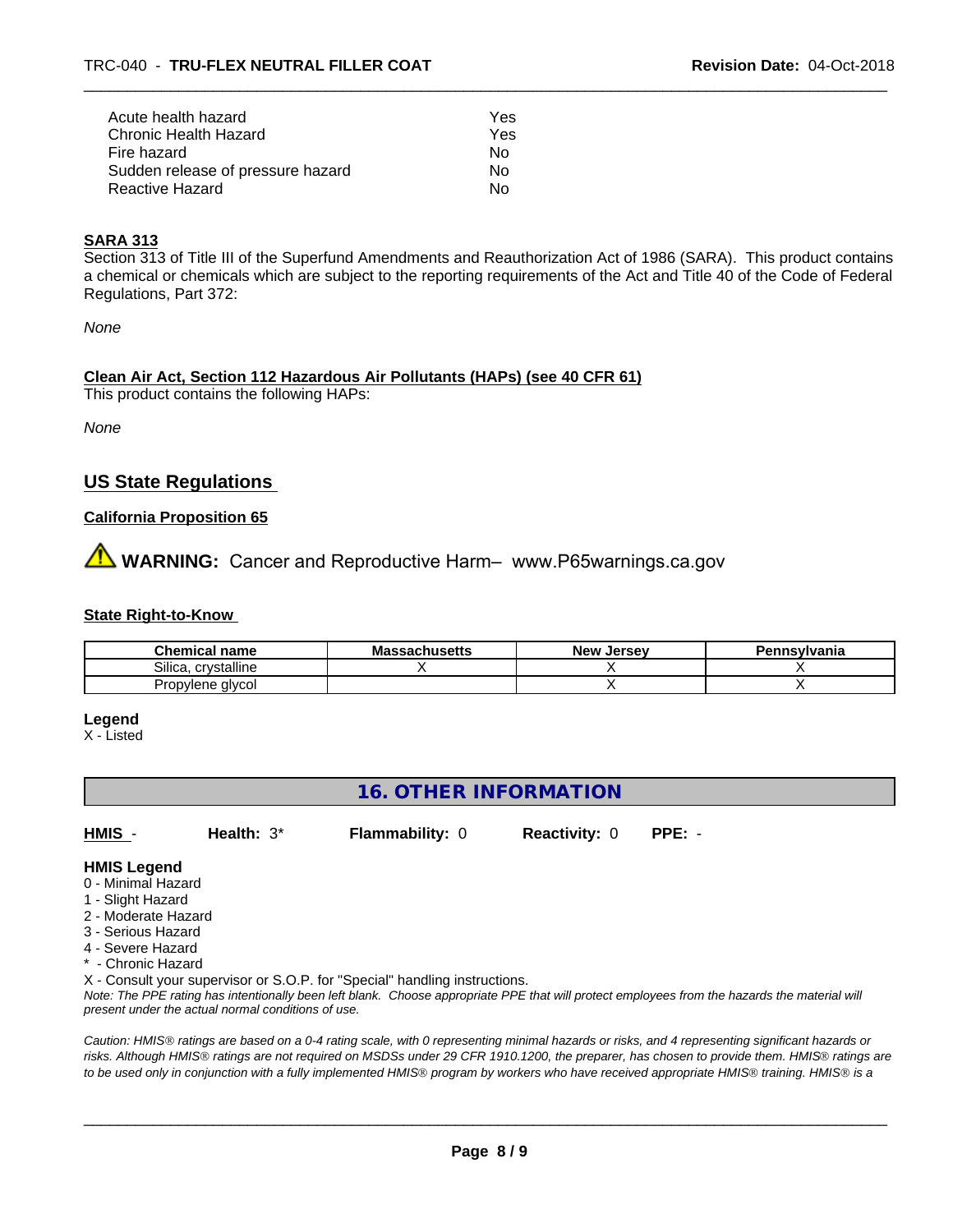| | |
|---|---|
| Acute health hazard | Yes |
| Chronic Health Hazard | Yes |
| Fire hazard | No |
| Sudden release of pressure hazard | No |
| Reactive Hazard | No |

**SARA 313**

Section 313 of Title III of the Superfund Amendments and Reauthorization Act of 1986 (SARA). This product contains a chemical or chemicals which are subject to the reporting requirements of the Act and Title 40 of the Code of Federal Regulations, Part 372:

*None*

**Clean Air Act, Section 112 Hazardous Air Pollutants (HAPs) (see 40 CFR 61)**

This product contains the following HAPs:

*None*

## US State Regulations

**California Proposition 65**

⚠ **WARNING:** Cancer and Reproductive Harm– www.P65warnings.ca.gov

**State Right-to-Know**

| Chemical name | Massachusetts | New Jersey | Pennsylvania |
|---|---|---|---|
| Silica, crystalline | X | X | X |
| Propylene glycol | | X | X |

**Legend**

X - Listed

## 16. OTHER INFORMATION

**HMIS** - **Health:** 3* **Flammability:** 0 **Reactivity:** 0 **PPE:** -

**HMIS Legend**

0 - Minimal Hazard
1 - Slight Hazard
2 - Moderate Hazard
3 - Serious Hazard
4 - Severe Hazard
* - Chronic Hazard
X - Consult your supervisor or S.O.P. for "Special" handling instructions.

*Note: The PPE rating has intentionally been left blank. Choose appropriate PPE that will protect employees from the hazards the material will present under the actual normal conditions of use.*

*Caution: HMIS® ratings are based on a 0-4 rating scale, with 0 representing minimal hazards or risks, and 4 representing significant hazards or risks. Although HMIS® ratings are not required on MSDSs under 29 CFR 1910.1200, the preparer, has chosen to provide them. HMIS® ratings are to be used only in conjunction with a fully implemented HMIS® program by workers who have received appropriate HMIS® training. HMIS® is a*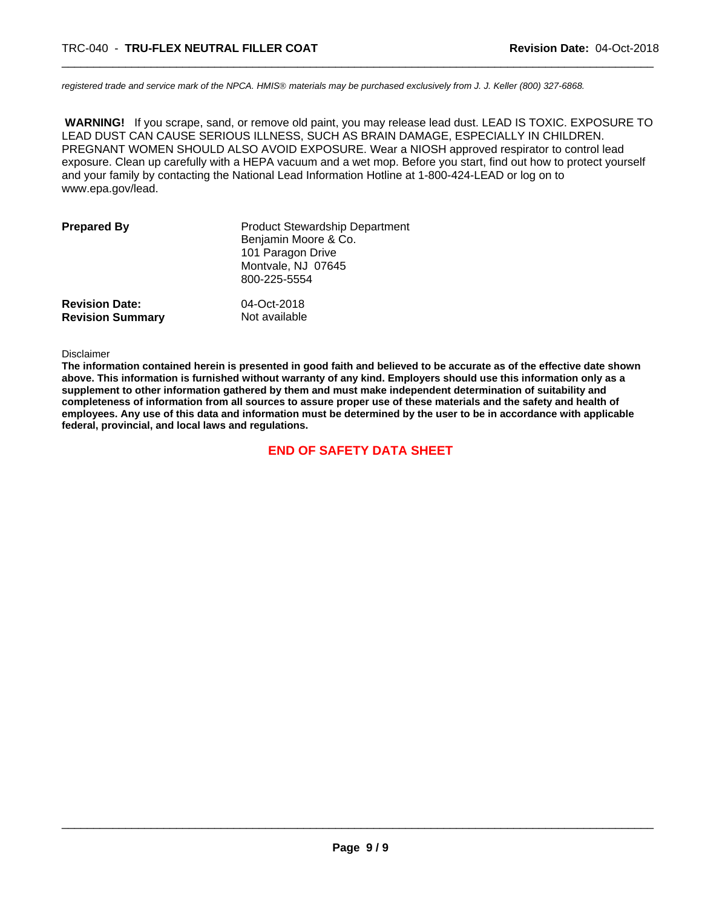*registered trade and service mark of the NPCA. HMIS® materials may be purchased exclusively from J. J. Keller (800) 327-6868.*

**WARNING!** If you scrape, sand, or remove old paint, you may release lead dust. LEAD IS TOXIC. EXPOSURE TO LEAD DUST CAN CAUSE SERIOUS ILLNESS, SUCH AS BRAIN DAMAGE, ESPECIALLY IN CHILDREN. PREGNANT WOMEN SHOULD ALSO AVOID EXPOSURE. Wear a NIOSH approved respirator to control lead exposure. Clean up carefully with a HEPA vacuum and a wet mop. Before you start, find out how to protect yourself and your family by contacting the National Lead Information Hotline at 1-800-424-LEAD or log on to www.epa.gov/lead.

| | |
|---|---|
| **Prepared By** | Product Stewardship Department<br>Benjamin Moore & Co.<br>101 Paragon Drive<br>Montvale, NJ 07645<br>800-225-5554 |
| **Revision Date:** | 04-Oct-2018 |
| **Revision Summary** | Not available |

Disclaimer

**The information contained herein is presented in good faith and believed to be accurate as of the effective date shown above. This information is furnished without warranty of any kind. Employers should use this information only as a supplement to other information gathered by them and must make independent determination of suitability and completeness of information from all sources to assure proper use of these materials and the safety and health of employees. Any use of this data and information must be determined by the user to be in accordance with applicable federal, provincial, and local laws and regulations.**

**END OF SAFETY DATA SHEET**